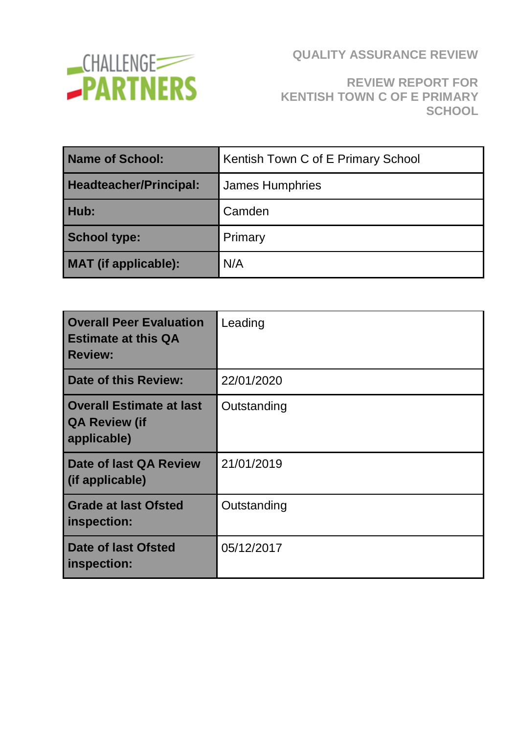CHALLENGE PARTNERS

# QUALITY ASSURANCE REVIEW

## REVIEW REPORT FOR KENTISH TOWN C OF E PRIMARY SCHOOL

| **Name of School:** | Kentish Town C of E Primary School |
|---|---|
| **Headteacher/Principal:** | James Humphries |
| **Hub:** | Camden |
| **School type:** | Primary |
| **MAT (if applicable):** | N/A |

| **Overall Peer Evaluation Estimate at this QA Review:** | Leading |
|---|---|
| **Date of this Review:** | 22/01/2020 |
| **Overall Estimate at last QA Review (if applicable)** | Outstanding |
| **Date of last QA Review (if applicable)** | 21/01/2019 |
| **Grade at last Ofsted inspection:** | Outstanding |
| **Date of last Ofsted inspection:** | 05/12/2017 |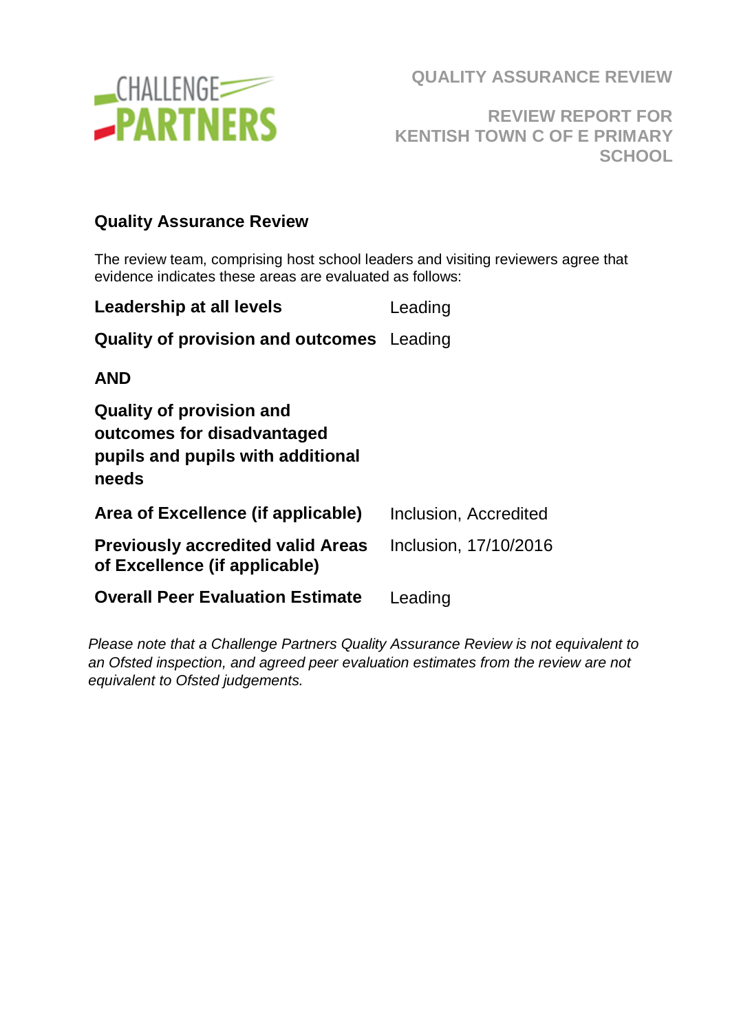**QUALITY ASSURANCE REVIEW**

**REVIEW REPORT FOR KENTISH TOWN C OF E PRIMARY SCHOOL**

## Quality Assurance Review

The review team, comprising host school leaders and visiting reviewers agree that evidence indicates these areas are evaluated as follows:

| | |
|---|---|
| **Leadership at all levels** | Leading |
| **Quality of provision and outcomes** | Leading |
| **AND** | |
| **Quality of provision and outcomes for disadvantaged pupils and pupils with additional needs** | |
| **Area of Excellence (if applicable)** | Inclusion, Accredited |
| **Previously accredited valid Areas of Excellence (if applicable)** | Inclusion, 17/10/2016 |
| **Overall Peer Evaluation Estimate** | Leading |

*Please note that a Challenge Partners Quality Assurance Review is not equivalent to an Ofsted inspection, and agreed peer evaluation estimates from the review are not equivalent to Ofsted judgements.*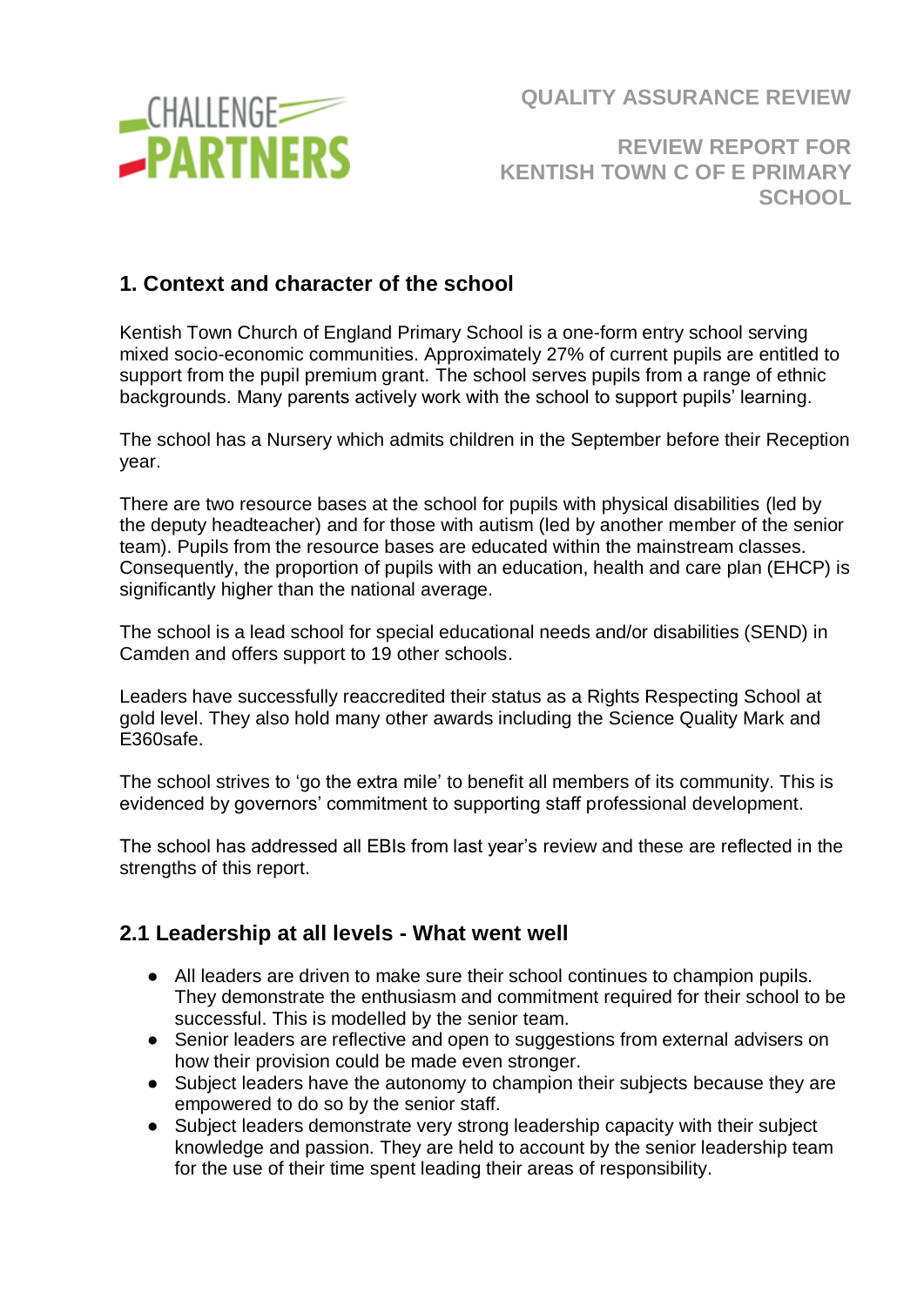QUALITY ASSURANCE REVIEW

REVIEW REPORT FOR KENTISH TOWN C OF E PRIMARY SCHOOL

## 1. Context and character of the school

Kentish Town Church of England Primary School is a one-form entry school serving mixed socio-economic communities. Approximately 27% of current pupils are entitled to support from the pupil premium grant. The school serves pupils from a range of ethnic backgrounds. Many parents actively work with the school to support pupils' learning.

The school has a Nursery which admits children in the September before their Reception year.

There are two resource bases at the school for pupils with physical disabilities (led by the deputy headteacher) and for those with autism (led by another member of the senior team). Pupils from the resource bases are educated within the mainstream classes. Consequently, the proportion of pupils with an education, health and care plan (EHCP) is significantly higher than the national average.

The school is a lead school for special educational needs and/or disabilities (SEND) in Camden and offers support to 19 other schools.

Leaders have successfully reaccredited their status as a Rights Respecting School at gold level. They also hold many other awards including the Science Quality Mark and E360safe.

The school strives to 'go the extra mile' to benefit all members of its community. This is evidenced by governors' commitment to supporting staff professional development.

The school has addressed all EBIs from last year's review and these are reflected in the strengths of this report.

## 2.1 Leadership at all levels - What went well

- All leaders are driven to make sure their school continues to champion pupils. They demonstrate the enthusiasm and commitment required for their school to be successful. This is modelled by the senior team.
- Senior leaders are reflective and open to suggestions from external advisers on how their provision could be made even stronger.
- Subject leaders have the autonomy to champion their subjects because they are empowered to do so by the senior staff.
- Subject leaders demonstrate very strong leadership capacity with their subject knowledge and passion. They are held to account by the senior leadership team for the use of their time spent leading their areas of responsibility.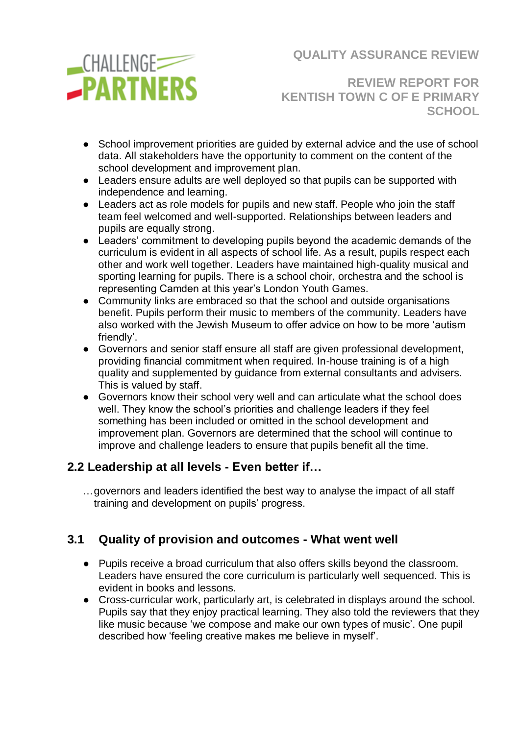- School improvement priorities are guided by external advice and the use of school data. All stakeholders have the opportunity to comment on the content of the school development and improvement plan.
- Leaders ensure adults are well deployed so that pupils can be supported with independence and learning.
- Leaders act as role models for pupils and new staff. People who join the staff team feel welcomed and well-supported. Relationships between leaders and pupils are equally strong.
- Leaders' commitment to developing pupils beyond the academic demands of the curriculum is evident in all aspects of school life. As a result, pupils respect each other and work well together. Leaders have maintained high-quality musical and sporting learning for pupils. There is a school choir, orchestra and the school is representing Camden at this year's London Youth Games.
- Community links are embraced so that the school and outside organisations benefit. Pupils perform their music to members of the community. Leaders have also worked with the Jewish Museum to offer advice on how to be more 'autism friendly'.
- Governors and senior staff ensure all staff are given professional development, providing financial commitment when required. In-house training is of a high quality and supplemented by guidance from external consultants and advisers. This is valued by staff.
- Governors know their school very well and can articulate what the school does well. They know the school's priorities and challenge leaders if they feel something has been included or omitted in the school development and improvement plan. Governors are determined that the school will continue to improve and challenge leaders to ensure that pupils benefit all the time.

## 2.2 Leadership at all levels - Even better if…

…governors and leaders identified the best way to analyse the impact of all staff training and development on pupils' progress.

## 3.1 Quality of provision and outcomes - What went well

- Pupils receive a broad curriculum that also offers skills beyond the classroom. Leaders have ensured the core curriculum is particularly well sequenced. This is evident in books and lessons.
- Cross-curricular work, particularly art, is celebrated in displays around the school. Pupils say that they enjoy practical learning. They also told the reviewers that they like music because 'we compose and make our own types of music'. One pupil described how 'feeling creative makes me believe in myself'.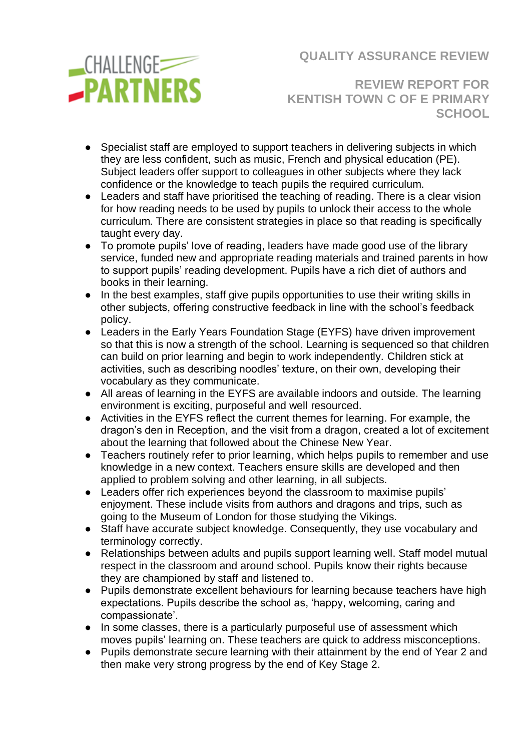- Specialist staff are employed to support teachers in delivering subjects in which they are less confident, such as music, French and physical education (PE). Subject leaders offer support to colleagues in other subjects where they lack confidence or the knowledge to teach pupils the required curriculum.
- Leaders and staff have prioritised the teaching of reading. There is a clear vision for how reading needs to be used by pupils to unlock their access to the whole curriculum. There are consistent strategies in place so that reading is specifically taught every day.
- To promote pupils' love of reading, leaders have made good use of the library service, funded new and appropriate reading materials and trained parents in how to support pupils' reading development. Pupils have a rich diet of authors and books in their learning.
- In the best examples, staff give pupils opportunities to use their writing skills in other subjects, offering constructive feedback in line with the school's feedback policy.
- Leaders in the Early Years Foundation Stage (EYFS) have driven improvement so that this is now a strength of the school. Learning is sequenced so that children can build on prior learning and begin to work independently. Children stick at activities, such as describing noodles' texture, on their own, developing their vocabulary as they communicate.
- All areas of learning in the EYFS are available indoors and outside. The learning environment is exciting, purposeful and well resourced.
- Activities in the EYFS reflect the current themes for learning. For example, the dragon's den in Reception, and the visit from a dragon, created a lot of excitement about the learning that followed about the Chinese New Year.
- Teachers routinely refer to prior learning, which helps pupils to remember and use knowledge in a new context. Teachers ensure skills are developed and then applied to problem solving and other learning, in all subjects.
- Leaders offer rich experiences beyond the classroom to maximise pupils' enjoyment. These include visits from authors and dragons and trips, such as going to the Museum of London for those studying the Vikings.
- Staff have accurate subject knowledge. Consequently, they use vocabulary and terminology correctly.
- Relationships between adults and pupils support learning well. Staff model mutual respect in the classroom and around school. Pupils know their rights because they are championed by staff and listened to.
- Pupils demonstrate excellent behaviours for learning because teachers have high expectations. Pupils describe the school as, 'happy, welcoming, caring and compassionate'.
- In some classes, there is a particularly purposeful use of assessment which moves pupils' learning on. These teachers are quick to address misconceptions.
- Pupils demonstrate secure learning with their attainment by the end of Year 2 and then make very strong progress by the end of Key Stage 2.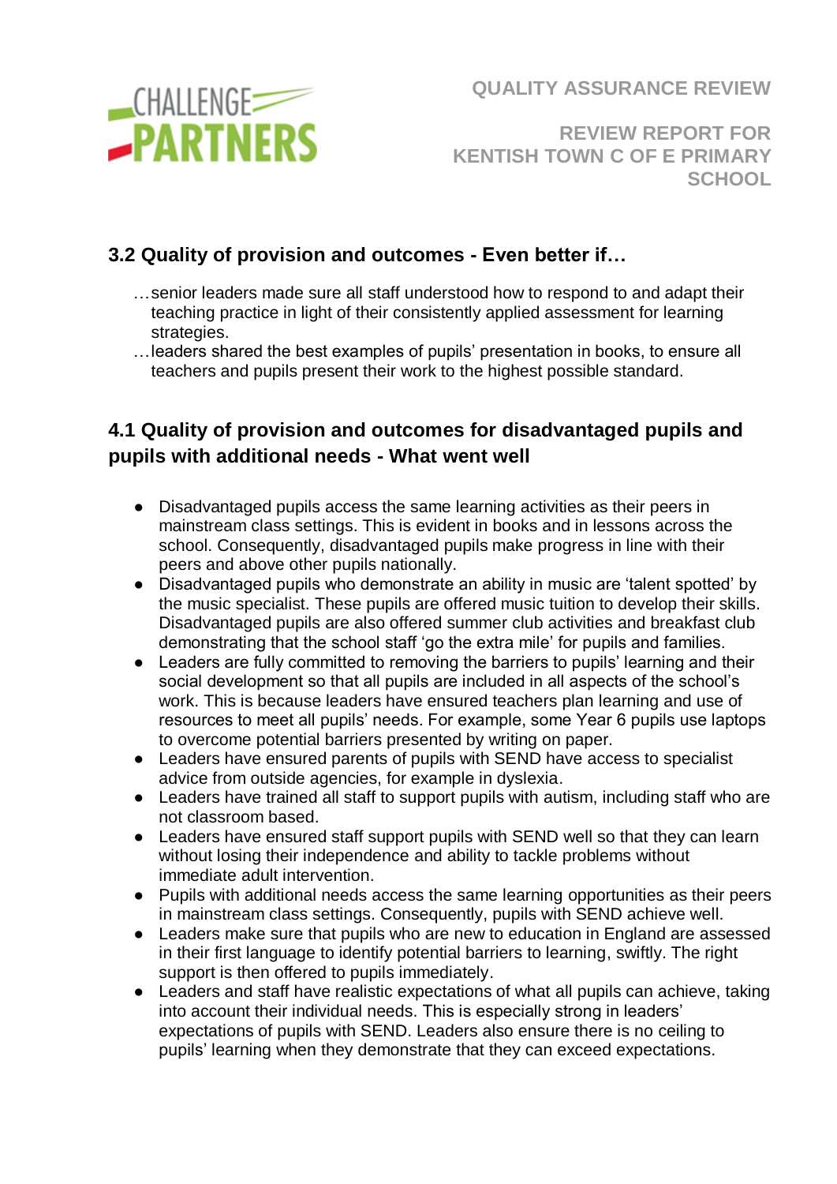## 3.2 Quality of provision and outcomes - Even better if…

…senior leaders made sure all staff understood how to respond to and adapt their teaching practice in light of their consistently applied assessment for learning strategies.

…leaders shared the best examples of pupils' presentation in books, to ensure all teachers and pupils present their work to the highest possible standard.

## 4.1 Quality of provision and outcomes for disadvantaged pupils and pupils with additional needs - What went well

- Disadvantaged pupils access the same learning activities as their peers in mainstream class settings. This is evident in books and in lessons across the school. Consequently, disadvantaged pupils make progress in line with their peers and above other pupils nationally.
- Disadvantaged pupils who demonstrate an ability in music are 'talent spotted' by the music specialist. These pupils are offered music tuition to develop their skills. Disadvantaged pupils are also offered summer club activities and breakfast club demonstrating that the school staff 'go the extra mile' for pupils and families.
- Leaders are fully committed to removing the barriers to pupils' learning and their social development so that all pupils are included in all aspects of the school's work. This is because leaders have ensured teachers plan learning and use of resources to meet all pupils' needs. For example, some Year 6 pupils use laptops to overcome potential barriers presented by writing on paper.
- Leaders have ensured parents of pupils with SEND have access to specialist advice from outside agencies, for example in dyslexia.
- Leaders have trained all staff to support pupils with autism, including staff who are not classroom based.
- Leaders have ensured staff support pupils with SEND well so that they can learn without losing their independence and ability to tackle problems without immediate adult intervention.
- Pupils with additional needs access the same learning opportunities as their peers in mainstream class settings. Consequently, pupils with SEND achieve well.
- Leaders make sure that pupils who are new to education in England are assessed in their first language to identify potential barriers to learning, swiftly. The right support is then offered to pupils immediately.
- Leaders and staff have realistic expectations of what all pupils can achieve, taking into account their individual needs. This is especially strong in leaders' expectations of pupils with SEND. Leaders also ensure there is no ceiling to pupils' learning when they demonstrate that they can exceed expectations.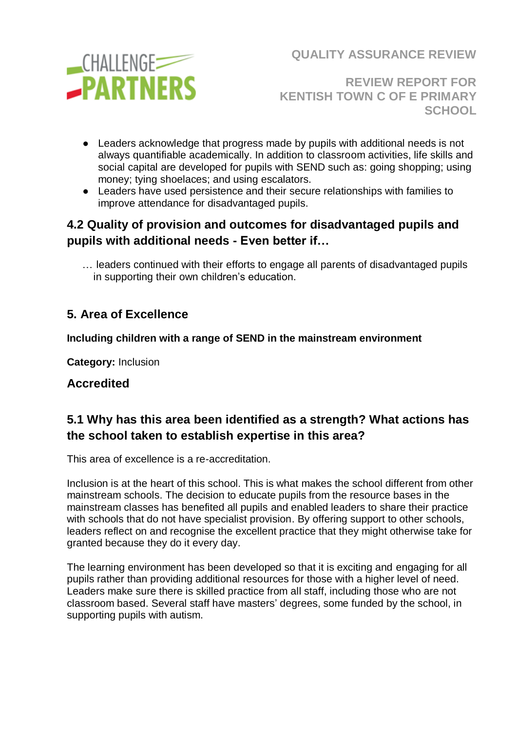- Leaders acknowledge that progress made by pupils with additional needs is not always quantifiable academically. In addition to classroom activities, life skills and social capital are developed for pupils with SEND such as: going shopping; using money; tying shoelaces; and using escalators.
- Leaders have used persistence and their secure relationships with families to improve attendance for disadvantaged pupils.

### 4.2 Quality of provision and outcomes for disadvantaged pupils and pupils with additional needs - Even better if…

… leaders continued with their efforts to engage all parents of disadvantaged pupils in supporting their own children's education.

## 5. Area of Excellence

**Including children with a range of SEND in the mainstream environment**

**Category:** Inclusion

### Accredited

### 5.1 Why has this area been identified as a strength? What actions has the school taken to establish expertise in this area?

This area of excellence is a re-accreditation.

Inclusion is at the heart of this school. This is what makes the school different from other mainstream schools. The decision to educate pupils from the resource bases in the mainstream classes has benefited all pupils and enabled leaders to share their practice with schools that do not have specialist provision. By offering support to other schools, leaders reflect on and recognise the excellent practice that they might otherwise take for granted because they do it every day.

The learning environment has been developed so that it is exciting and engaging for all pupils rather than providing additional resources for those with a higher level of need. Leaders make sure there is skilled practice from all staff, including those who are not classroom based. Several staff have masters' degrees, some funded by the school, in supporting pupils with autism.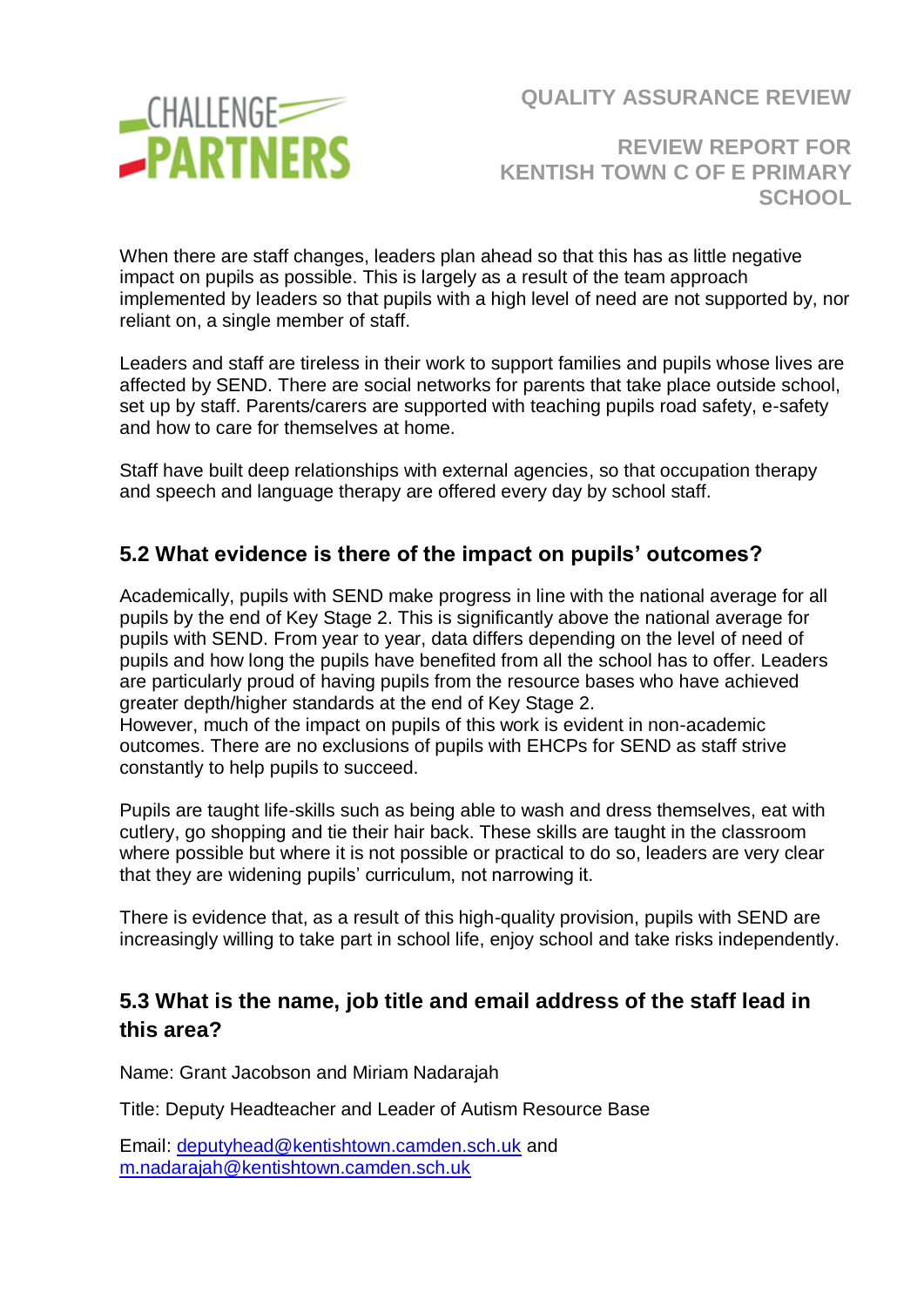When there are staff changes, leaders plan ahead so that this has as little negative impact on pupils as possible. This is largely as a result of the team approach implemented by leaders so that pupils with a high level of need are not supported by, nor reliant on, a single member of staff.

Leaders and staff are tireless in their work to support families and pupils whose lives are affected by SEND. There are social networks for parents that take place outside school, set up by staff. Parents/carers are supported with teaching pupils road safety, e-safety and how to care for themselves at home.

Staff have built deep relationships with external agencies, so that occupation therapy and speech and language therapy are offered every day by school staff.

## 5.2 What evidence is there of the impact on pupils' outcomes?

Academically, pupils with SEND make progress in line with the national average for all pupils by the end of Key Stage 2. This is significantly above the national average for pupils with SEND. From year to year, data differs depending on the level of need of pupils and how long the pupils have benefited from all the school has to offer. Leaders are particularly proud of having pupils from the resource bases who have achieved greater depth/higher standards at the end of Key Stage 2.
However, much of the impact on pupils of this work is evident in non-academic outcomes. There are no exclusions of pupils with EHCPs for SEND as staff strive constantly to help pupils to succeed.

Pupils are taught life-skills such as being able to wash and dress themselves, eat with cutlery, go shopping and tie their hair back. These skills are taught in the classroom where possible but where it is not possible or practical to do so, leaders are very clear that they are widening pupils' curriculum, not narrowing it.

There is evidence that, as a result of this high-quality provision, pupils with SEND are increasingly willing to take part in school life, enjoy school and take risks independently.

## 5.3 What is the name, job title and email address of the staff lead in this area?

Name: Grant Jacobson and Miriam Nadarajah

Title: Deputy Headteacher and Leader of Autism Resource Base

Email: deputyhead@kentishtown.camden.sch.uk and m.nadarajah@kentishtown.camden.sch.uk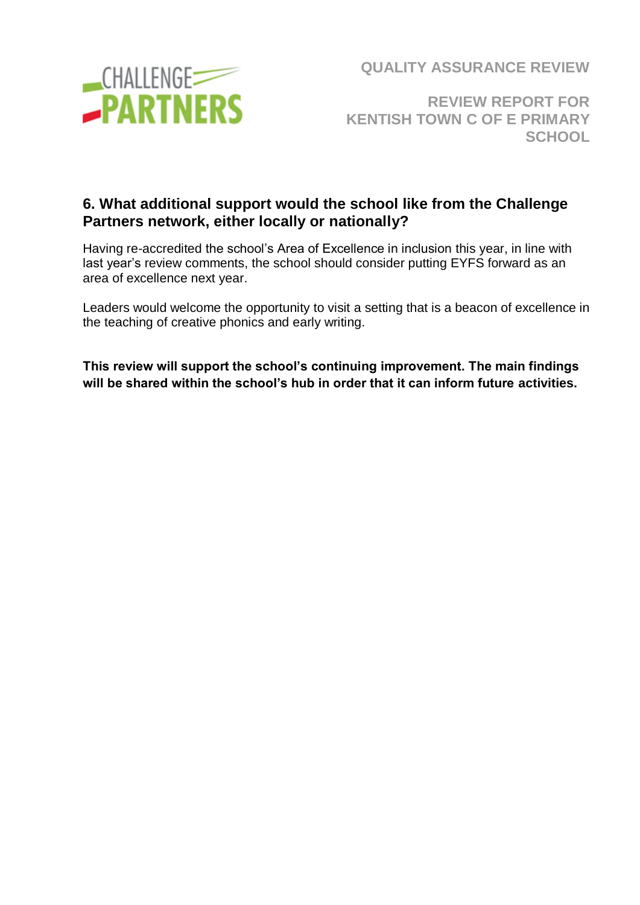## 6. What additional support would the school like from the Challenge Partners network, either locally or nationally?

Having re-accredited the school's Area of Excellence in inclusion this year, in line with last year's review comments, the school should consider putting EYFS forward as an area of excellence next year.

Leaders would welcome the opportunity to visit a setting that is a beacon of excellence in the teaching of creative phonics and early writing.

**This review will support the school's continuing improvement. The main findings will be shared within the school's hub in order that it can inform future activities.**